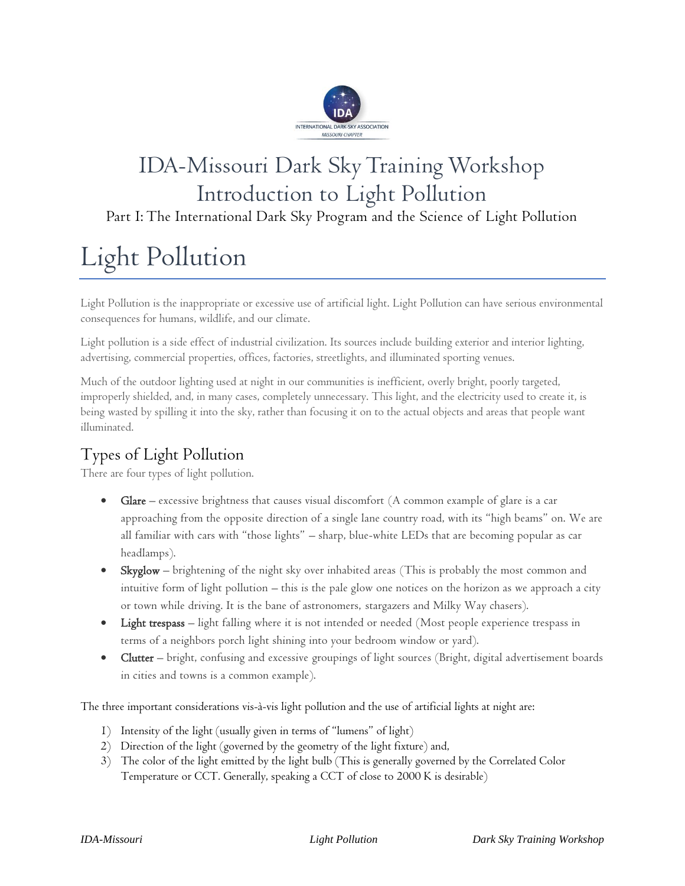# IDA-Missouri Dark Sky Training Workshop
# Introduction to Light Pollution

Part I: The International Dark Sky Program and the Science of Light Pollution

# Light Pollution

Light Pollution is the inappropriate or excessive use of artificial light. Light Pollution can have serious environmental consequences for humans, wildlife, and our climate.

Light pollution is a side effect of industrial civilization. Its sources include building exterior and interior lighting, advertising, commercial properties, offices, factories, streetlights, and illuminated sporting venues.

Much of the outdoor lighting used at night in our communities is inefficient, overly bright, poorly targeted, improperly shielded, and, in many cases, completely unnecessary. This light, and the electricity used to create it, is being wasted by spilling it into the sky, rather than focusing it on to the actual objects and areas that people want illuminated.

## Types of Light Pollution

There are four types of light pollution.

- **Glare** – excessive brightness that causes visual discomfort (A common example of glare is a car approaching from the opposite direction of a single lane country road, with its "high beams" on. We are all familiar with cars with "those lights" – sharp, blue-white LEDs that are becoming popular as car headlamps).
- **Skyglow** – brightening of the night sky over inhabited areas (This is probably the most common and intuitive form of light pollution – this is the pale glow one notices on the horizon as we approach a city or town while driving. It is the bane of astronomers, stargazers and Milky Way chasers).
- **Light trespass** – light falling where it is not intended or needed (Most people experience trespass in terms of a neighbors porch light shining into your bedroom window or yard).
- **Clutter** – bright, confusing and excessive groupings of light sources (Bright, digital advertisement boards in cities and towns is a common example).

The three important considerations vis-à-vis light pollution and the use of artificial lights at night are:

1) Intensity of the light (usually given in terms of "lumens" of light)
2) Direction of the light (governed by the geometry of the light fixture) and,
3) The color of the light emitted by the light bulb (This is generally governed by the Correlated Color Temperature or CCT. Generally, speaking a CCT of close to 2000 K is desirable)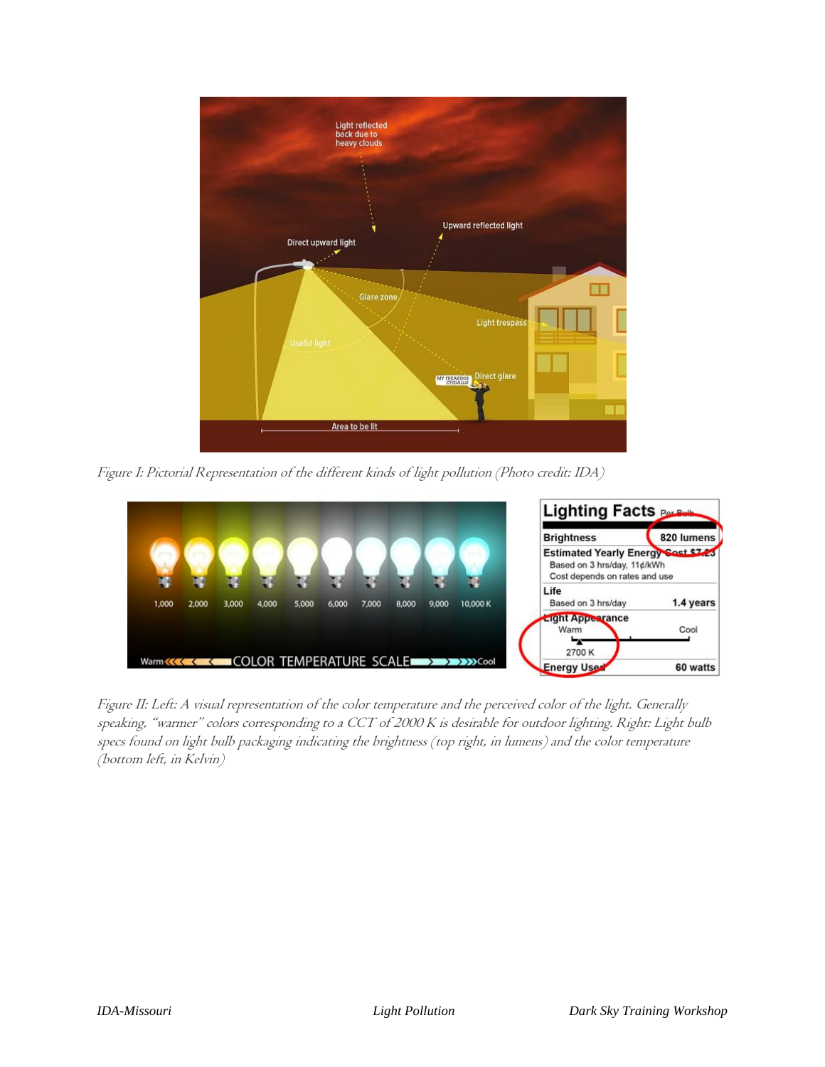*Figure I: Pictorial Representation of the different kinds of light pollution (Photo credit: IDA)*

*Figure II: Left: A visual representation of the color temperature and the perceived color of the light. Generally speaking, "warmer" colors corresponding to a CCT of 2000 K is desirable for outdoor lighting. Right: Light bulb specs found on light bulb packaging indicating the brightness (top right, in lumens) and the color temperature (bottom left, in Kelvin)*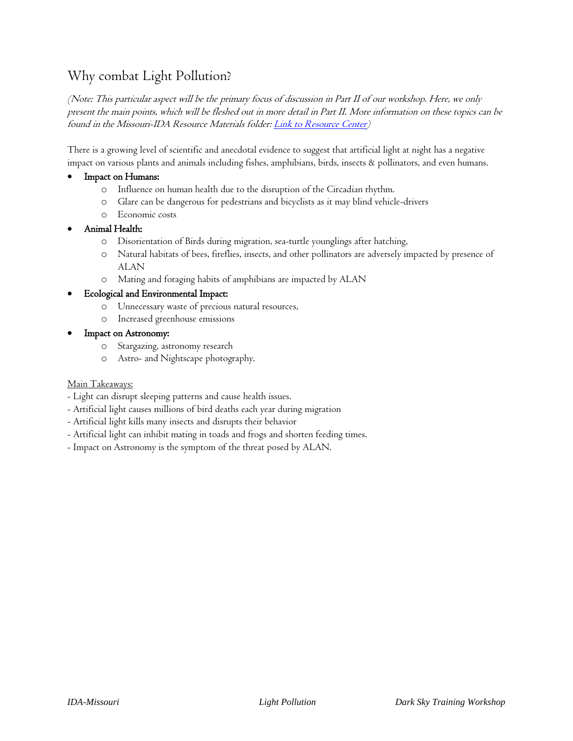## Why combat Light Pollution?

*(Note: This particular aspect will be the primary focus of discussion in Part II of our workshop. Here, we only present the main points, which will be fleshed out in more detail in Part II. More information on these topics can be found in the Missouri-IDA Resource Materials folder: [Link to Resource Center](#))*

There is a growing level of scientific and anecdotal evidence to suggest that artificial light at night has a negative impact on various plants and animals including fishes, amphibians, birds, insects & pollinators, and even humans.

- Impact on Humans:
  - Influence on human health due to the disruption of the Circadian rhythm.
  - Glare can be dangerous for pedestrians and bicyclists as it may blind vehicle-drivers
  - Economic costs
- Animal Health:
  - Disorientation of Birds during migration, sea-turtle younglings after hatching,
  - Natural habitats of bees, fireflies, insects, and other pollinators are adversely impacted by presence of ALAN
  - Mating and foraging habits of amphibians are impacted by ALAN
- Ecological and Environmental Impact:
  - Unnecessary waste of precious natural resources,
  - Increased greenhouse emissions
- Impact on Astronomy:
  - Stargazing, astronomy research
  - Astro- and Nightscape photography.

Main Takeaways:

- Light can disrupt sleeping patterns and cause health issues.
- Artificial light causes millions of bird deaths each year during migration
- Artificial light kills many insects and disrupts their behavior
- Artificial light can inhibit mating in toads and frogs and shorten feeding times.
- Impact on Astronomy is the symptom of the threat posed by ALAN.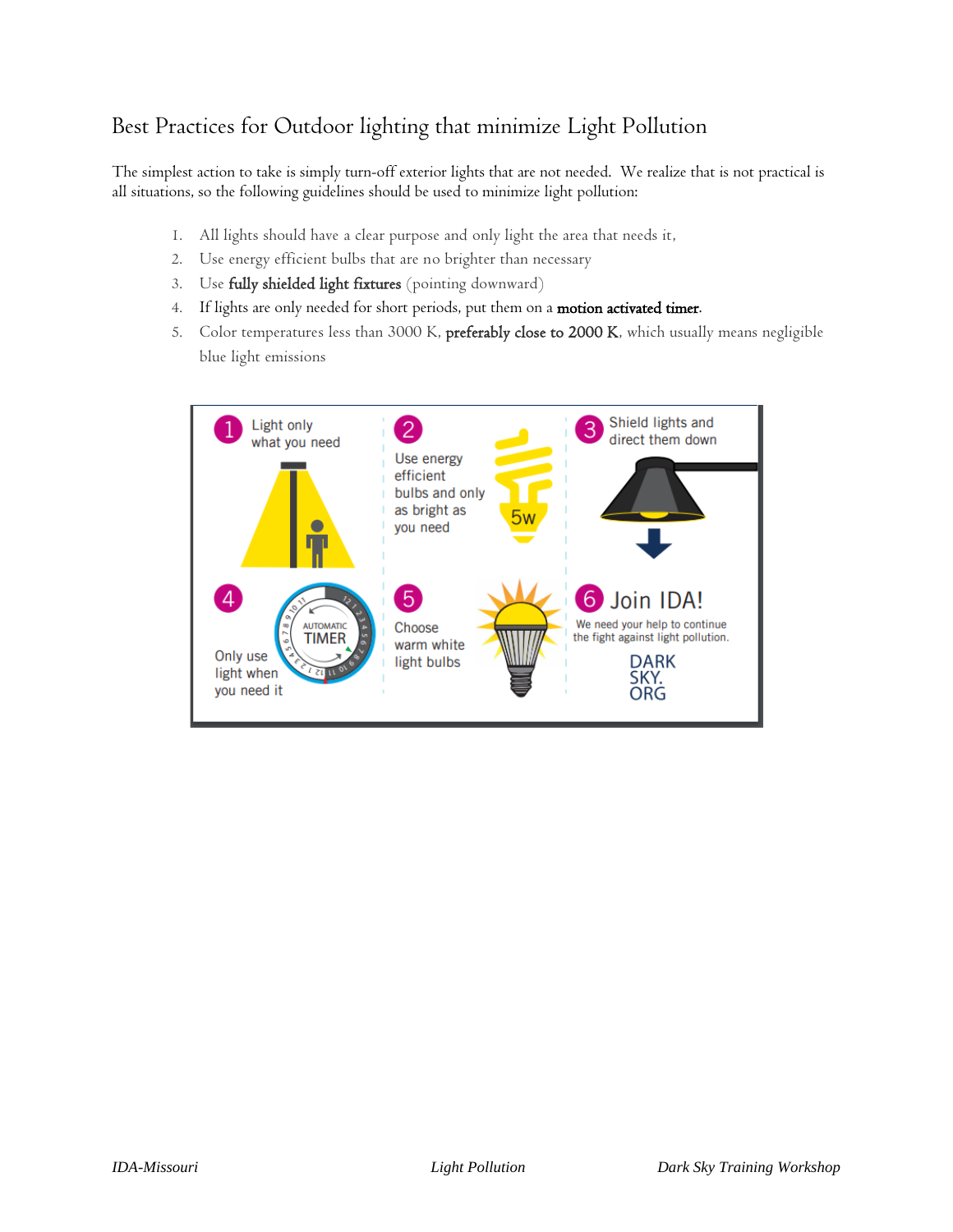# Best Practices for Outdoor lighting that minimize Light Pollution

The simplest action to take is simply turn-off exterior lights that are not needed. We realize that is not practical is all situations, so the following guidelines should be used to minimize light pollution:

1. All lights should have a clear purpose and only light the area that needs it,
2. Use energy efficient bulbs that are no brighter than necessary
3. Use **fully shielded light fixtures** (pointing downward)
4. If lights are only needed for short periods, put them on a **motion activated timer**.
5. Color temperatures less than 3000 K, **preferably close to 2000 K**, which usually means negligible blue light emissions

1 Light only what you need

2 Use energy efficient bulbs and only as bright as you need

3 Shield lights and direct them down

4 Only use light when you need it

5 Choose warm white light bulbs

6 Join IDA! We need your help to continue the fight against light pollution. DARK SKY. ORG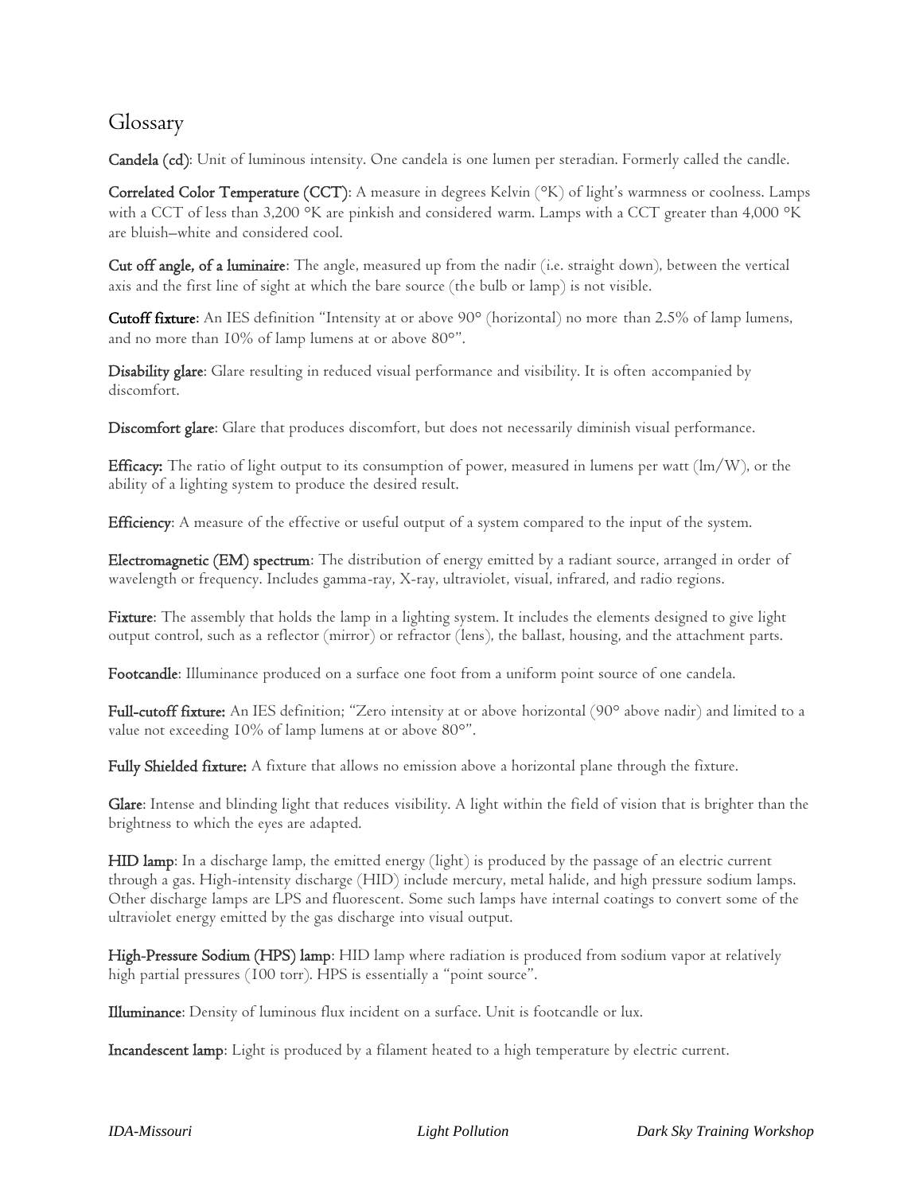# Glossary

**Candela (cd)**: Unit of luminous intensity. One candela is one lumen per steradian. Formerly called the candle.

**Correlated Color Temperature (CCT)**: A measure in degrees Kelvin (°K) of light's warmness or coolness. Lamps with a CCT of less than 3,200 °K are pinkish and considered warm. Lamps with a CCT greater than 4,000 °K are bluish–white and considered cool.

**Cut off angle, of a luminaire**: The angle, measured up from the nadir (i.e. straight down), between the vertical axis and the first line of sight at which the bare source (the bulb or lamp) is not visible.

**Cutoff fixture**: An IES definition "Intensity at or above 90° (horizontal) no more than 2.5% of lamp lumens, and no more than 10% of lamp lumens at or above 80°".

**Disability glare**: Glare resulting in reduced visual performance and visibility. It is often accompanied by discomfort.

**Discomfort glare**: Glare that produces discomfort, but does not necessarily diminish visual performance.

**Efficacy:** The ratio of light output to its consumption of power, measured in lumens per watt (lm/W), or the ability of a lighting system to produce the desired result.

**Efficiency**: A measure of the effective or useful output of a system compared to the input of the system.

**Electromagnetic (EM) spectrum**: The distribution of energy emitted by a radiant source, arranged in order of wavelength or frequency. Includes gamma-ray, X-ray, ultraviolet, visual, infrared, and radio regions.

**Fixture**: The assembly that holds the lamp in a lighting system. It includes the elements designed to give light output control, such as a reflector (mirror) or refractor (lens), the ballast, housing, and the attachment parts.

**Footcandle**: Illuminance produced on a surface one foot from a uniform point source of one candela.

**Full-cutoff fixture:** An IES definition; "Zero intensity at or above horizontal (90° above nadir) and limited to a value not exceeding 10% of lamp lumens at or above 80°".

**Fully Shielded fixture:** A fixture that allows no emission above a horizontal plane through the fixture.

**Glare**: Intense and blinding light that reduces visibility. A light within the field of vision that is brighter than the brightness to which the eyes are adapted.

**HID lamp**: In a discharge lamp, the emitted energy (light) is produced by the passage of an electric current through a gas. High-intensity discharge (HID) include mercury, metal halide, and high pressure sodium lamps. Other discharge lamps are LPS and fluorescent. Some such lamps have internal coatings to convert some of the ultraviolet energy emitted by the gas discharge into visual output.

**High-Pressure Sodium (HPS) lamp**: HID lamp where radiation is produced from sodium vapor at relatively high partial pressures (100 torr). HPS is essentially a "point source".

**Illuminance**: Density of luminous flux incident on a surface. Unit is footcandle or lux.

**Incandescent lamp**: Light is produced by a filament heated to a high temperature by electric current.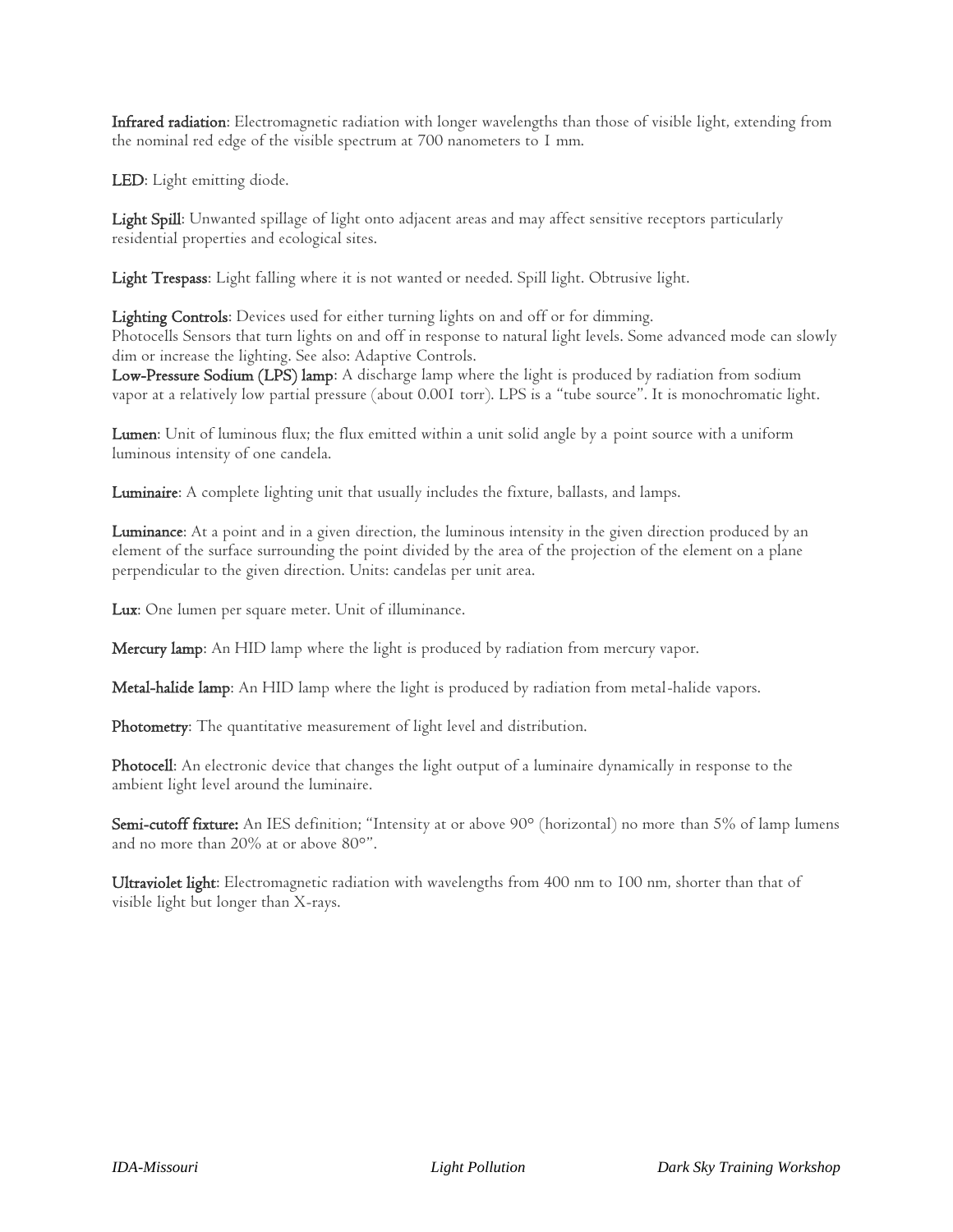**Infrared radiation**: Electromagnetic radiation with longer wavelengths than those of visible light, extending from the nominal red edge of the visible spectrum at 700 nanometers to 1 mm.

**LED**: Light emitting diode.

**Light Spill**: Unwanted spillage of light onto adjacent areas and may affect sensitive receptors particularly residential properties and ecological sites.

**Light Trespass**: Light falling where it is not wanted or needed. Spill light. Obtrusive light.

**Lighting Controls**: Devices used for either turning lights on and off or for dimming.
Photocells Sensors that turn lights on and off in response to natural light levels. Some advanced mode can slowly dim or increase the lighting. See also: Adaptive Controls.

**Low-Pressure Sodium (LPS) lamp**: A discharge lamp where the light is produced by radiation from sodium vapor at a relatively low partial pressure (about 0.001 torr). LPS is a "tube source". It is monochromatic light.

**Lumen**: Unit of luminous flux; the flux emitted within a unit solid angle by a point source with a uniform luminous intensity of one candela.

**Luminaire**: A complete lighting unit that usually includes the fixture, ballasts, and lamps.

**Luminance**: At a point and in a given direction, the luminous intensity in the given direction produced by an element of the surface surrounding the point divided by the area of the projection of the element on a plane perpendicular to the given direction. Units: candelas per unit area.

**Lux**: One lumen per square meter. Unit of illuminance.

**Mercury lamp**: An HID lamp where the light is produced by radiation from mercury vapor.

**Metal-halide lamp**: An HID lamp where the light is produced by radiation from metal-halide vapors.

**Photometry**: The quantitative measurement of light level and distribution.

**Photocell**: An electronic device that changes the light output of a luminaire dynamically in response to the ambient light level around the luminaire.

**Semi-cutoff fixture:** An IES definition; "Intensity at or above 90° (horizontal) no more than 5% of lamp lumens and no more than 20% at or above 80°".

**Ultraviolet light**: Electromagnetic radiation with wavelengths from 400 nm to 100 nm, shorter than that of visible light but longer than X-rays.